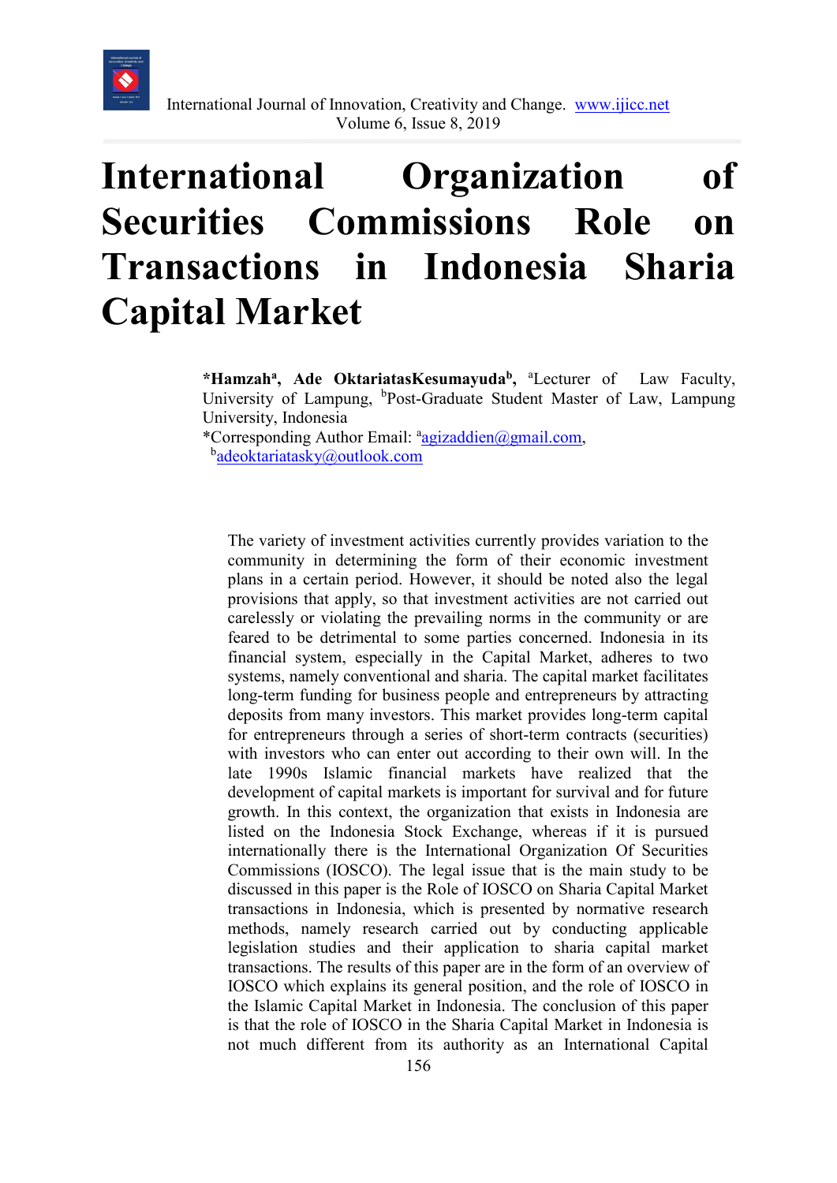# International Organization of Securities Commissions Role on Transactions in Indonesia Sharia Capital Market

**\*Hamzah[a], Ade OktariatasKesumayuda[b],** [a]Lecturer of Law Faculty, University of Lampung, [b]Post-Graduate Student Master of Law, Lampung University, Indonesia
\*Corresponding Author Email: [a]agizaddien@gmail.com, [b]adeoktariatasky@outlook.com

The variety of investment activities currently provides variation to the community in determining the form of their economic investment plans in a certain period. However, it should be noted also the legal provisions that apply, so that investment activities are not carried out carelessly or violating the prevailing norms in the community or are feared to be detrimental to some parties concerned. Indonesia in its financial system, especially in the Capital Market, adheres to two systems, namely conventional and sharia. The capital market facilitates long-term funding for business people and entrepreneurs by attracting deposits from many investors. This market provides long-term capital for entrepreneurs through a series of short-term contracts (securities) with investors who can enter out according to their own will. In the late 1990s Islamic financial markets have realized that the development of capital markets is important for survival and for future growth. In this context, the organization that exists in Indonesia are listed on the Indonesia Stock Exchange, whereas if it is pursued internationally there is the International Organization Of Securities Commissions (IOSCO). The legal issue that is the main study to be discussed in this paper is the Role of IOSCO on Sharia Capital Market transactions in Indonesia, which is presented by normative research methods, namely research carried out by conducting applicable legislation studies and their application to sharia capital market transactions. The results of this paper are in the form of an overview of IOSCO which explains its general position, and the role of IOSCO in the Islamic Capital Market in Indonesia. The conclusion of this paper is that the role of IOSCO in the Sharia Capital Market in Indonesia is not much different from its authority as an International Capital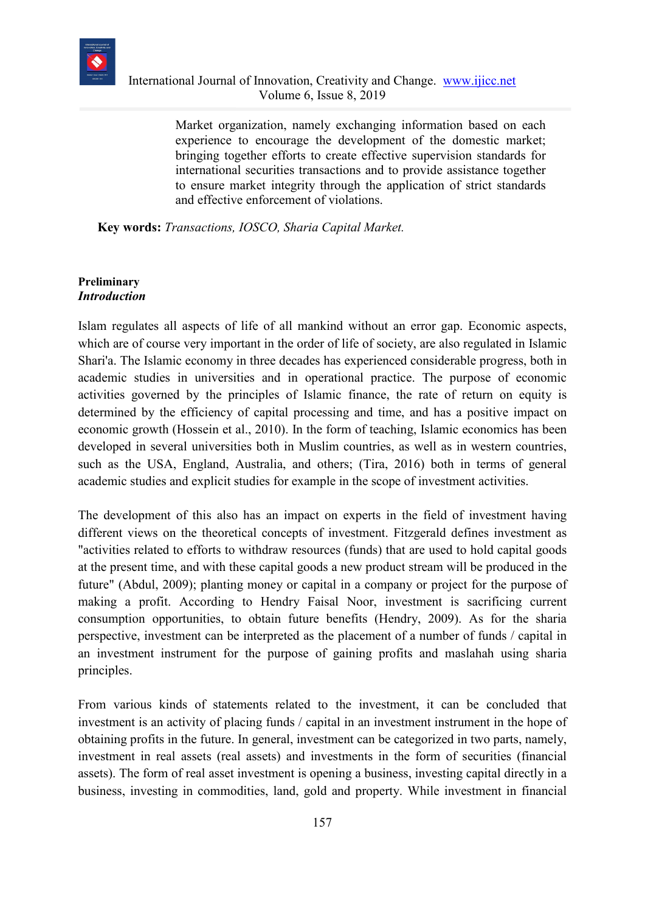Market organization, namely exchanging information based on each experience to encourage the development of the domestic market; bringing together efforts to create effective supervision standards for international securities transactions and to provide assistance together to ensure market integrity through the application of strict standards and effective enforcement of violations.

**Key words:** *Transactions, IOSCO, Sharia Capital Market.*

## Preliminary

### *Introduction*

Islam regulates all aspects of life of all mankind without an error gap. Economic aspects, which are of course very important in the order of life of society, are also regulated in Islamic Shari'a. The Islamic economy in three decades has experienced considerable progress, both in academic studies in universities and in operational practice. The purpose of economic activities governed by the principles of Islamic finance, the rate of return on equity is determined by the efficiency of capital processing and time, and has a positive impact on economic growth (Hossein et al., 2010). In the form of teaching, Islamic economics has been developed in several universities both in Muslim countries, as well as in western countries, such as the USA, England, Australia, and others; (Tira, 2016) both in terms of general academic studies and explicit studies for example in the scope of investment activities.

The development of this also has an impact on experts in the field of investment having different views on the theoretical concepts of investment. Fitzgerald defines investment as "activities related to efforts to withdraw resources (funds) that are used to hold capital goods at the present time, and with these capital goods a new product stream will be produced in the future" (Abdul, 2009); planting money or capital in a company or project for the purpose of making a profit. According to Hendry Faisal Noor, investment is sacrificing current consumption opportunities, to obtain future benefits (Hendry, 2009). As for the sharia perspective, investment can be interpreted as the placement of a number of funds / capital in an investment instrument for the purpose of gaining profits and maslahah using sharia principles.

From various kinds of statements related to the investment, it can be concluded that investment is an activity of placing funds / capital in an investment instrument in the hope of obtaining profits in the future. In general, investment can be categorized in two parts, namely, investment in real assets (real assets) and investments in the form of securities (financial assets). The form of real asset investment is opening a business, investing capital directly in a business, investing in commodities, land, gold and property. While investment in financial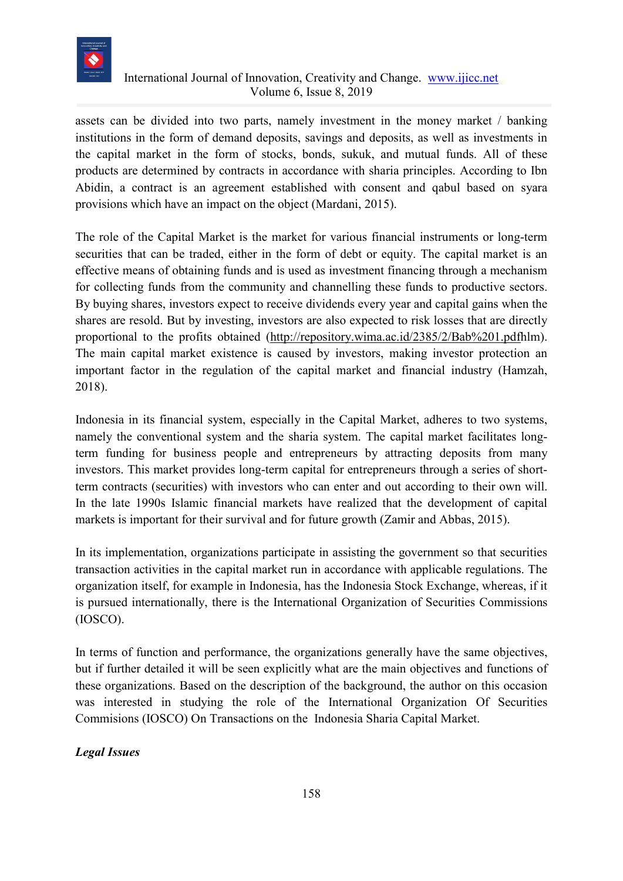assets can be divided into two parts, namely investment in the money market / banking institutions in the form of demand deposits, savings and deposits, as well as investments in the capital market in the form of stocks, bonds, sukuk, and mutual funds. All of these products are determined by contracts in accordance with sharia principles. According to Ibn Abidin, a contract is an agreement established with consent and qabul based on syara provisions which have an impact on the object (Mardani, 2015).

The role of the Capital Market is the market for various financial instruments or long-term securities that can be traded, either in the form of debt or equity. The capital market is an effective means of obtaining funds and is used as investment financing through a mechanism for collecting funds from the community and channelling these funds to productive sectors. By buying shares, investors expect to receive dividends every year and capital gains when the shares are resold. But by investing, investors are also expected to risk losses that are directly proportional to the profits obtained (http://repository.wima.ac.id/2385/2/Bab%201.pdfhlm). The main capital market existence is caused by investors, making investor protection an important factor in the regulation of the capital market and financial industry (Hamzah, 2018).

Indonesia in its financial system, especially in the Capital Market, adheres to two systems, namely the conventional system and the sharia system. The capital market facilitates long-term funding for business people and entrepreneurs by attracting deposits from many investors. This market provides long-term capital for entrepreneurs through a series of short-term contracts (securities) with investors who can enter and out according to their own will. In the late 1990s Islamic financial markets have realized that the development of capital markets is important for their survival and for future growth (Zamir and Abbas, 2015).

In its implementation, organizations participate in assisting the government so that securities transaction activities in the capital market run in accordance with applicable regulations. The organization itself, for example in Indonesia, has the Indonesia Stock Exchange, whereas, if it is pursued internationally, there is the International Organization of Securities Commissions (IOSCO).

In terms of function and performance, the organizations generally have the same objectives, but if further detailed it will be seen explicitly what are the main objectives and functions of these organizations. Based on the description of the background, the author on this occasion was interested in studying the role of the International Organization Of Securities Commisions (IOSCO) On Transactions on the Indonesia Sharia Capital Market.

***Legal Issues***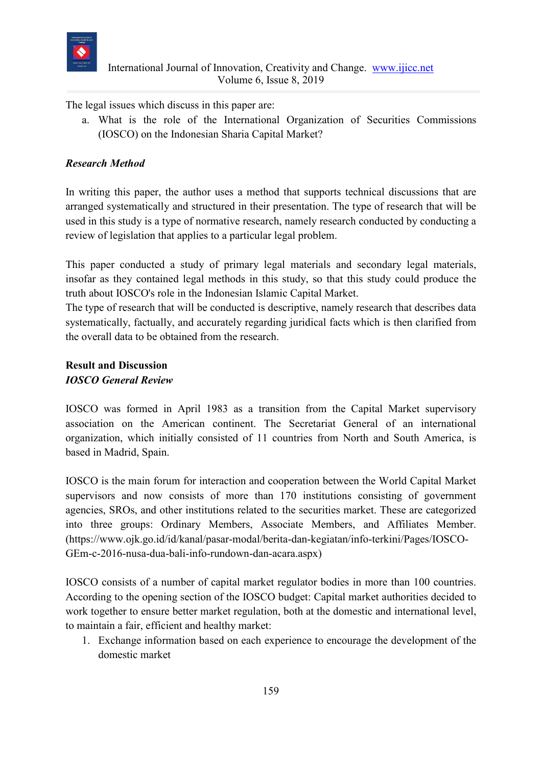The legal issues which discuss in this paper are:

a. What is the role of the International Organization of Securities Commissions (IOSCO) on the Indonesian Sharia Capital Market?

### *Research Method*

In writing this paper, the author uses a method that supports technical discussions that are arranged systematically and structured in their presentation. The type of research that will be used in this study is a type of normative research, namely research conducted by conducting a review of legislation that applies to a particular legal problem.

This paper conducted a study of primary legal materials and secondary legal materials, insofar as they contained legal methods in this study, so that this study could produce the truth about IOSCO's role in the Indonesian Islamic Capital Market.
The type of research that will be conducted is descriptive, namely research that describes data systematically, factually, and accurately regarding juridical facts which is then clarified from the overall data to be obtained from the research.

## Result and Discussion

### *IOSCO General Review*

IOSCO was formed in April 1983 as a transition from the Capital Market supervisory association on the American continent. The Secretariat General of an international organization, which initially consisted of 11 countries from North and South America, is based in Madrid, Spain.

IOSCO is the main forum for interaction and cooperation between the World Capital Market supervisors and now consists of more than 170 institutions consisting of government agencies, SROs, and other institutions related to the securities market. These are categorized into three groups: Ordinary Members, Associate Members, and Affiliates Member. (https://www.ojk.go.id/id/kanal/pasar-modal/berita-dan-kegiatan/info-terkini/Pages/IOSCO-GEm-c-2016-nusa-dua-bali-info-rundown-dan-acara.aspx)

IOSCO consists of a number of capital market regulator bodies in more than 100 countries. According to the opening section of the IOSCO budget: Capital market authorities decided to work together to ensure better market regulation, both at the domestic and international level, to maintain a fair, efficient and healthy market:

1. Exchange information based on each experience to encourage the development of the domestic market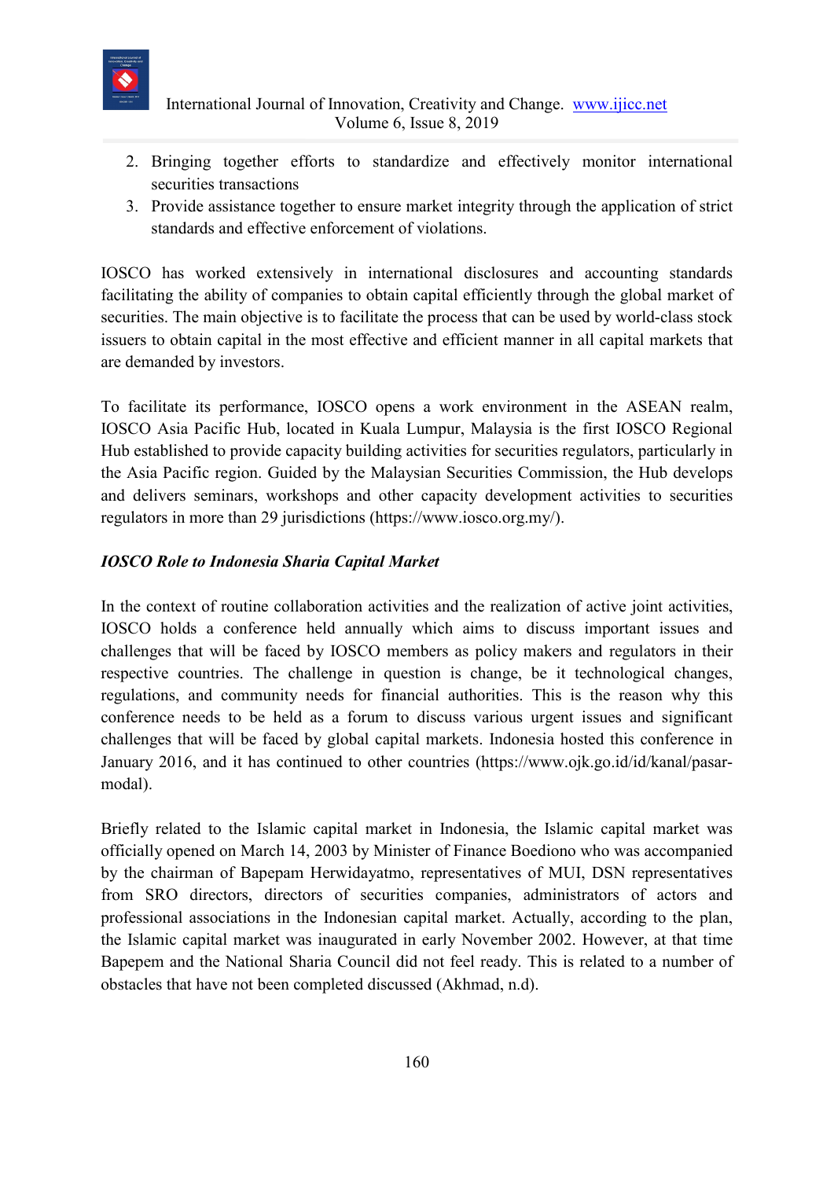2. Bringing together efforts to standardize and effectively monitor international securities transactions
3. Provide assistance together to ensure market integrity through the application of strict standards and effective enforcement of violations.

IOSCO has worked extensively in international disclosures and accounting standards facilitating the ability of companies to obtain capital efficiently through the global market of securities. The main objective is to facilitate the process that can be used by world-class stock issuers to obtain capital in the most effective and efficient manner in all capital markets that are demanded by investors.

To facilitate its performance, IOSCO opens a work environment in the ASEAN realm, IOSCO Asia Pacific Hub, located in Kuala Lumpur, Malaysia is the first IOSCO Regional Hub established to provide capacity building activities for securities regulators, particularly in the Asia Pacific region. Guided by the Malaysian Securities Commission, the Hub develops and delivers seminars, workshops and other capacity development activities to securities regulators in more than 29 jurisdictions (https://www.iosco.org.my/).

### *IOSCO Role to Indonesia Sharia Capital Market*

In the context of routine collaboration activities and the realization of active joint activities, IOSCO holds a conference held annually which aims to discuss important issues and challenges that will be faced by IOSCO members as policy makers and regulators in their respective countries. The challenge in question is change, be it technological changes, regulations, and community needs for financial authorities. This is the reason why this conference needs to be held as a forum to discuss various urgent issues and significant challenges that will be faced by global capital markets. Indonesia hosted this conference in January 2016, and it has continued to other countries (https://www.ojk.go.id/id/kanal/pasar-modal).

Briefly related to the Islamic capital market in Indonesia, the Islamic capital market was officially opened on March 14, 2003 by Minister of Finance Boediono who was accompanied by the chairman of Bapepam Herwidayatmo, representatives of MUI, DSN representatives from SRO directors, directors of securities companies, administrators of actors and professional associations in the Indonesian capital market. Actually, according to the plan, the Islamic capital market was inaugurated in early November 2002. However, at that time Bapepem and the National Sharia Council did not feel ready. This is related to a number of obstacles that have not been completed discussed (Akhmad, n.d).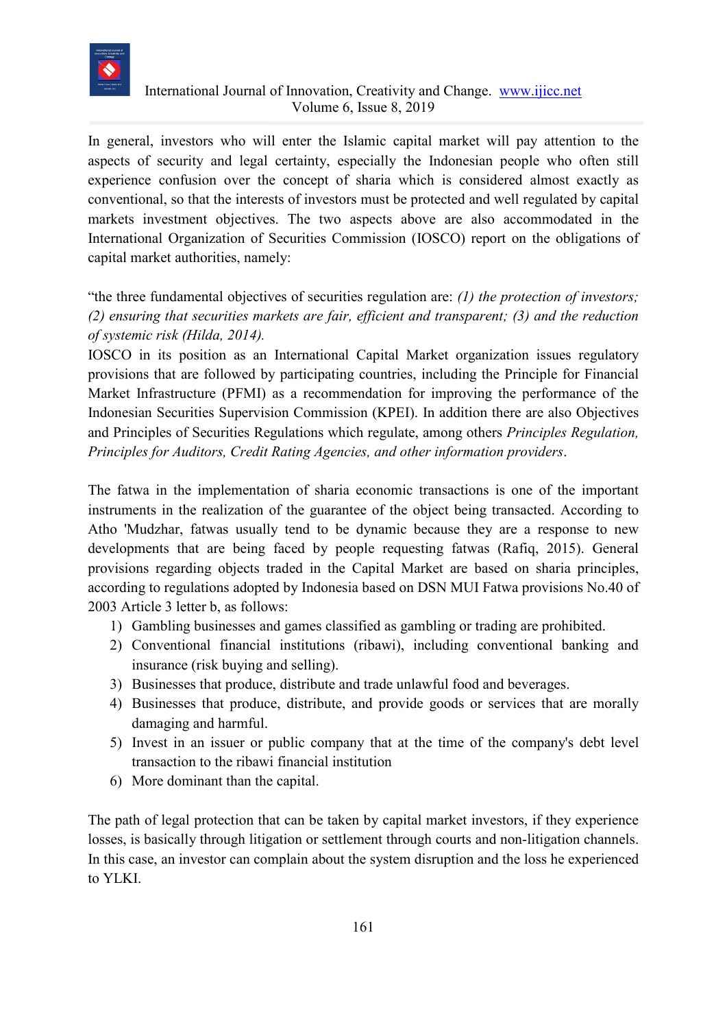In general, investors who will enter the Islamic capital market will pay attention to the aspects of security and legal certainty, especially the Indonesian people who often still experience confusion over the concept of sharia which is considered almost exactly as conventional, so that the interests of investors must be protected and well regulated by capital markets investment objectives. The two aspects above are also accommodated in the International Organization of Securities Commission (IOSCO) report on the obligations of capital market authorities, namely:

"the three fundamental objectives of securities regulation are: *(1) the protection of investors; (2) ensuring that securities markets are fair, efficient and transparent; (3) and the reduction of systemic risk (Hilda, 2014).*

IOSCO in its position as an International Capital Market organization issues regulatory provisions that are followed by participating countries, including the Principle for Financial Market Infrastructure (PFMI) as a recommendation for improving the performance of the Indonesian Securities Supervision Commission (KPEI). In addition there are also Objectives and Principles of Securities Regulations which regulate, among others *Principles Regulation, Principles for Auditors, Credit Rating Agencies, and other information providers*.

The fatwa in the implementation of sharia economic transactions is one of the important instruments in the realization of the guarantee of the object being transacted. According to Atho 'Mudzhar, fatwas usually tend to be dynamic because they are a response to new developments that are being faced by people requesting fatwas (Rafiq, 2015). General provisions regarding objects traded in the Capital Market are based on sharia principles, according to regulations adopted by Indonesia based on DSN MUI Fatwa provisions No.40 of 2003 Article 3 letter b, as follows:

1) Gambling businesses and games classified as gambling or trading are prohibited.
2) Conventional financial institutions (ribawi), including conventional banking and insurance (risk buying and selling).
3) Businesses that produce, distribute and trade unlawful food and beverages.
4) Businesses that produce, distribute, and provide goods or services that are morally damaging and harmful.
5) Invest in an issuer or public company that at the time of the company's debt level transaction to the ribawi financial institution
6) More dominant than the capital.

The path of legal protection that can be taken by capital market investors, if they experience losses, is basically through litigation or settlement through courts and non-litigation channels. In this case, an investor can complain about the system disruption and the loss he experienced to YLKI.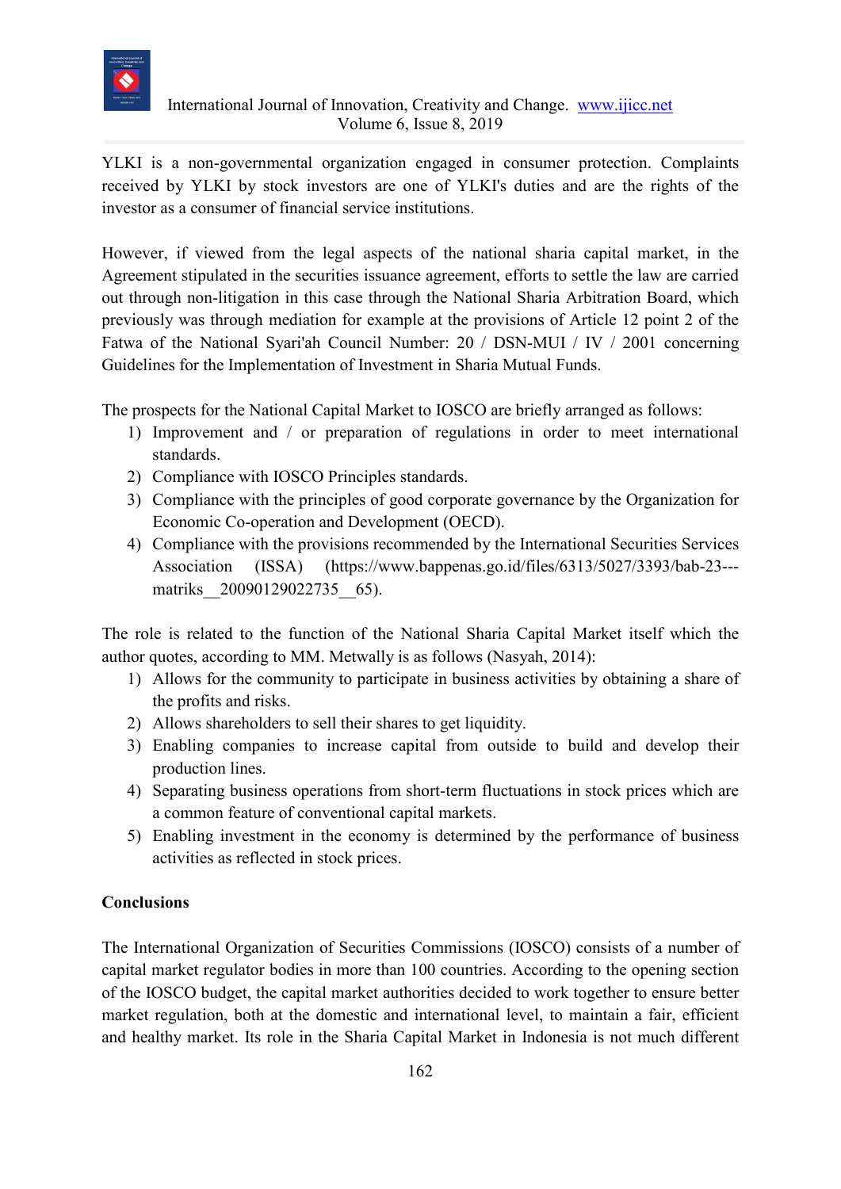YLKI is a non-governmental organization engaged in consumer protection. Complaints received by YLKI by stock investors are one of YLKI's duties and are the rights of the investor as a consumer of financial service institutions.

However, if viewed from the legal aspects of the national sharia capital market, in the Agreement stipulated in the securities issuance agreement, efforts to settle the law are carried out through non-litigation in this case through the National Sharia Arbitration Board, which previously was through mediation for example at the provisions of Article 12 point 2 of the Fatwa of the National Syari'ah Council Number: 20 / DSN-MUI / IV / 2001 concerning Guidelines for the Implementation of Investment in Sharia Mutual Funds.

The prospects for the National Capital Market to IOSCO are briefly arranged as follows:

1) Improvement and / or preparation of regulations in order to meet international standards.
2) Compliance with IOSCO Principles standards.
3) Compliance with the principles of good corporate governance by the Organization for Economic Co-operation and Development (OECD).
4) Compliance with the provisions recommended by the International Securities Services Association (ISSA) (https://www.bappenas.go.id/files/6313/5027/3393/bab-23---matriks__20090129022735__65).

The role is related to the function of the National Sharia Capital Market itself which the author quotes, according to MM. Metwally is as follows (Nasyah, 2014):

1) Allows for the community to participate in business activities by obtaining a share of the profits and risks.
2) Allows shareholders to sell their shares to get liquidity.
3) Enabling companies to increase capital from outside to build and develop their production lines.
4) Separating business operations from short-term fluctuations in stock prices which are a common feature of conventional capital markets.
5) Enabling investment in the economy is determined by the performance of business activities as reflected in stock prices.

**Conclusions**

The International Organization of Securities Commissions (IOSCO) consists of a number of capital market regulator bodies in more than 100 countries. According to the opening section of the IOSCO budget, the capital market authorities decided to work together to ensure better market regulation, both at the domestic and international level, to maintain a fair, efficient and healthy market. Its role in the Sharia Capital Market in Indonesia is not much different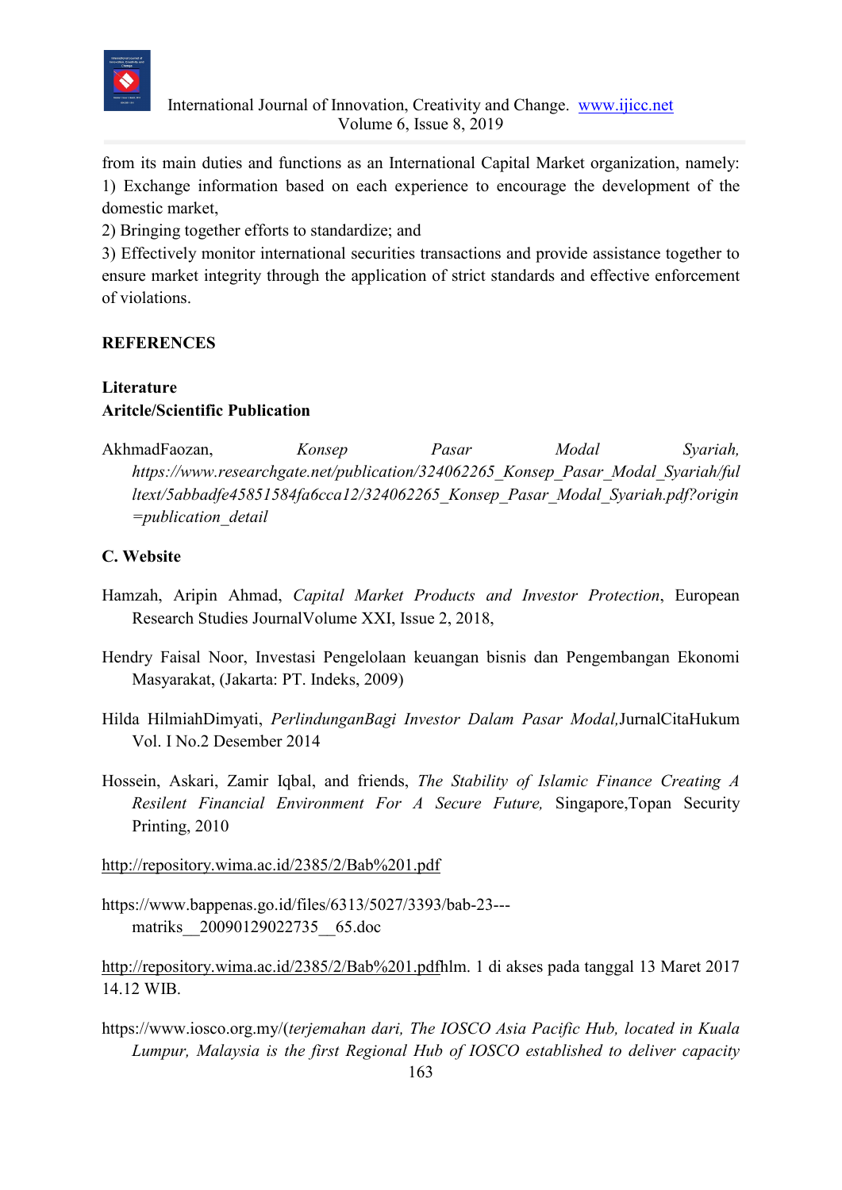from its main duties and functions as an International Capital Market organization, namely:
1) Exchange information based on each experience to encourage the development of the domestic market,
2) Bringing together efforts to standardize; and
3) Effectively monitor international securities transactions and provide assistance together to ensure market integrity through the application of strict standards and effective enforcement of violations.

## REFERENCES

### Literature

### Aritcle/Scientific Publication

AkhmadFaozan, *Konsep Pasar Modal Syariah, https://www.researchgate.net/publication/324062265_Konsep_Pasar_Modal_Syariah/fulltext/5abbadfe45851584fa6cca12/324062265_Konsep_Pasar_Modal_Syariah.pdf?origin=publication_detail*

### C. Website

Hamzah, Aripin Ahmad, *Capital Market Products and Investor Protection*, European Research Studies JournalVolume XXI, Issue 2, 2018,

Hendry Faisal Noor, Investasi Pengelolaan keuangan bisnis dan Pengembangan Ekonomi Masyarakat, (Jakarta: PT. Indeks, 2009)

Hilda HilmiahDimyati, *PerlindunganBagi Investor Dalam Pasar Modal,*JurnalCitaHukum Vol. I No.2 Desember 2014

Hossein, Askari, Zamir Iqbal, and friends, *The Stability of Islamic Finance Creating A Resilent Financial Environment For A Secure Future,* Singapore,Topan Security Printing, 2010

http://repository.wima.ac.id/2385/2/Bab%201.pdf

https://www.bappenas.go.id/files/6313/5027/3393/bab-23---matriks__20090129022735__65.doc

http://repository.wima.ac.id/2385/2/Bab%201.pdfhlm. 1 di akses pada tanggal 13 Maret 2017 14.12 WIB.

https://www.iosco.org.my/(*terjemahan dari, The IOSCO Asia Pacific Hub, located in Kuala Lumpur, Malaysia is the first Regional Hub of IOSCO established to deliver capacity*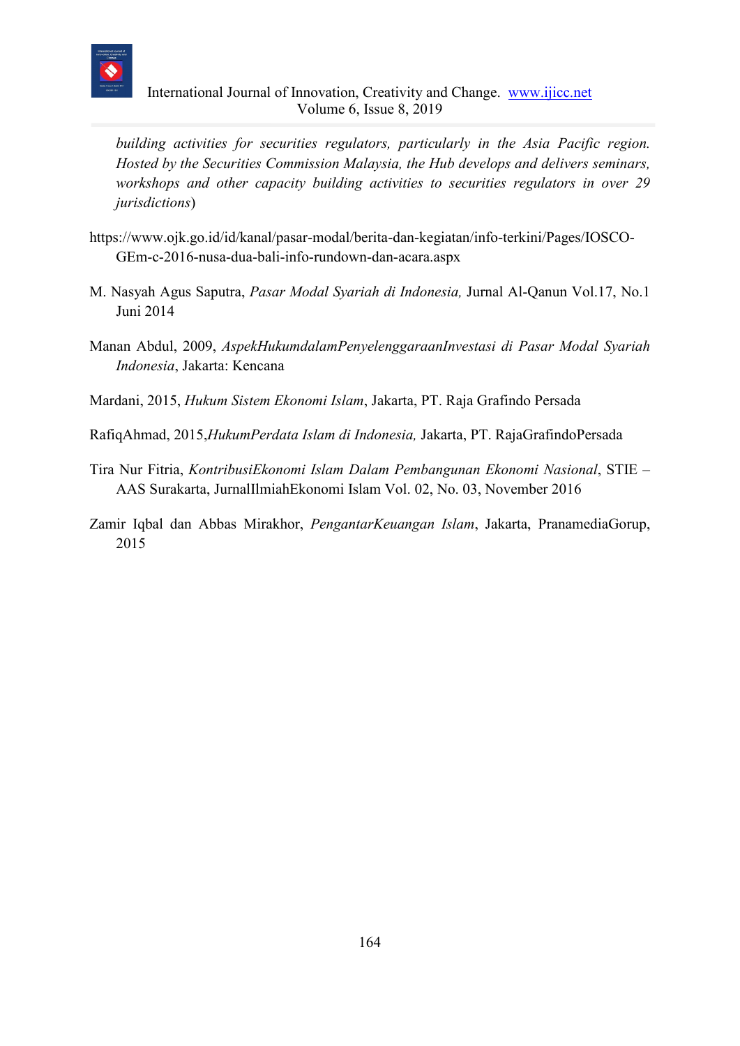*building activities for securities regulators, particularly in the Asia Pacific region. Hosted by the Securities Commission Malaysia, the Hub develops and delivers seminars, workshops and other capacity building activities to securities regulators in over 29 jurisdictions*)

https://www.ojk.go.id/id/kanal/pasar-modal/berita-dan-kegiatan/info-terkini/Pages/IOSCO-GEm-c-2016-nusa-dua-bali-info-rundown-dan-acara.aspx

M. Nasyah Agus Saputra, *Pasar Modal Syariah di Indonesia,* Jurnal Al-Qanun Vol.17, No.1 Juni 2014

Manan Abdul, 2009, *AspekHukumdalamPenyelenggaraanInvestasi di Pasar Modal Syariah Indonesia*, Jakarta: Kencana

Mardani, 2015, *Hukum Sistem Ekonomi Islam*, Jakarta, PT. Raja Grafindo Persada

RafiqAhmad, 2015,*HukumPerdata Islam di Indonesia,* Jakarta, PT. RajaGrafindoPersada

Tira Nur Fitria, *KontribusiEkonomi Islam Dalam Pembangunan Ekonomi Nasional*, STIE – AAS Surakarta, JurnalIlmiahEkonomi Islam Vol. 02, No. 03, November 2016

Zamir Iqbal dan Abbas Mirakhor, *PengantarKeuangan Islam*, Jakarta, PranamediaGorup, 2015